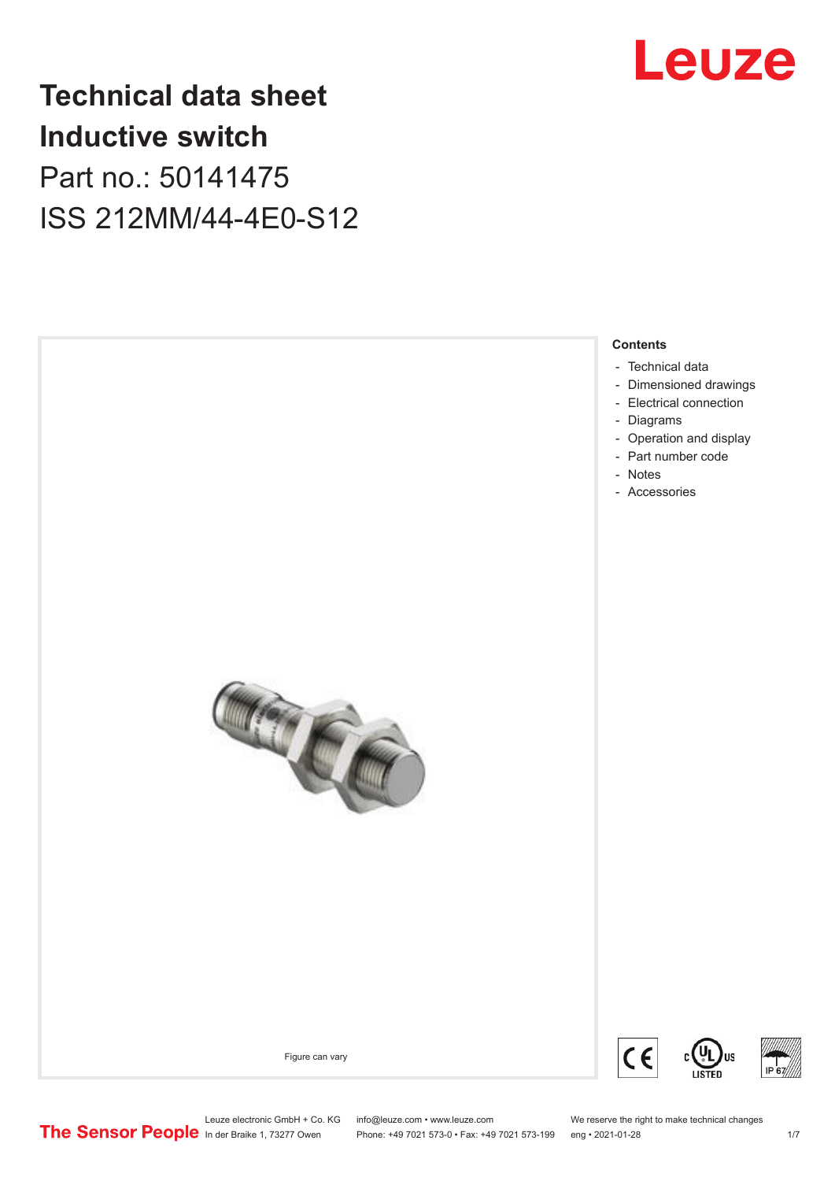# Technical data sheet
# Inductive switch
## Part no.: 50141475
## ISS 212MM/44-4E0-S12

Figure can vary

**Contents**

- Technical data
- Dimensioned drawings
- Electrical connection
- Diagrams
- Operation and display
- Part number code
- Notes
- Accessories

Leuze electronic GmbH + Co. KG
In der Braike 1, 73277 Owen

info@leuze.com • www.leuze.com
Phone: +49 7021 573-0 • Fax: +49 7021 573-199

We reserve the right to make technical changes
eng • 2021-01-28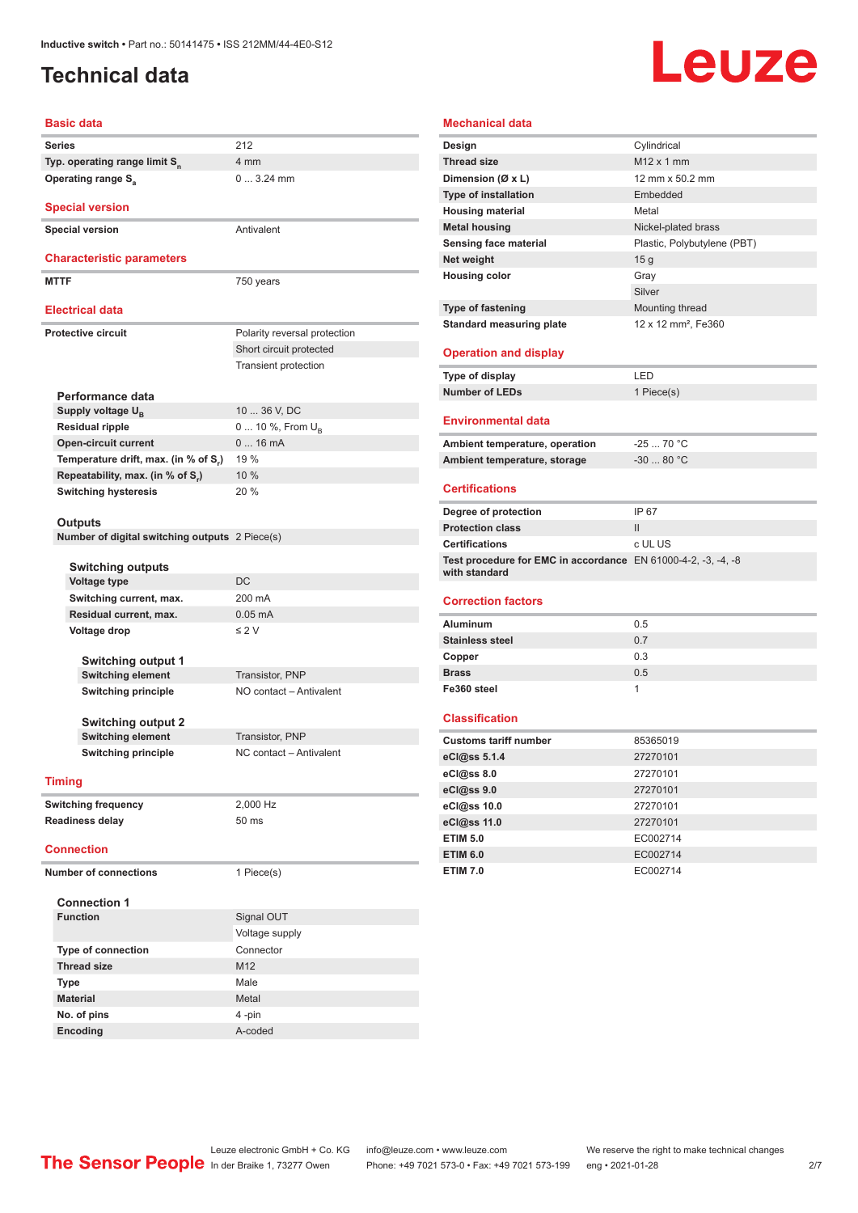# Technical data

## Basic data

| | |
|---|---|
| Series | 212 |
| Typ. operating range limit $S_n$ | 4 mm |
| Operating range $S_a$ | 0 ... 3.24 mm |

## Special version

| | |
|---|---|
| Special version | Antivalent |

## Characteristic parameters

| | |
|---|---|
| MTTF | 750 years |

## Electrical data

| | |
|---|---|
| Protective circuit | Polarity reversal protection |
| | Short circuit protected |
| | Transient protection |

### Performance data

| | |
|---|---|
| Supply voltage $U_B$ | 10 ... 36 V, DC |
| Residual ripple | 0 ... 10 %, From $U_B$ |
| Open-circuit current | 0 ... 16 mA |
| Temperature drift, max. (in % of $S_r$) | 19 % |
| Repeatability, max. (in % of $S_r$) | 10 % |
| Switching hysteresis | 20 % |

### Outputs

| | |
|---|---|
| Number of digital switching outputs | 2 Piece(s) |

#### Switching outputs

| | |
|---|---|
| Voltage type | DC |
| Switching current, max. | 200 mA |
| Residual current, max. | 0.05 mA |
| Voltage drop | ≤ 2 V |

##### Switching output 1

| | |
|---|---|
| Switching element | Transistor, PNP |
| Switching principle | NO contact – Antivalent |

##### Switching output 2

| | |
|---|---|
| Switching element | Transistor, PNP |
| Switching principle | NC contact – Antivalent |

## Timing

| | |
|---|---|
| Switching frequency | 2,000 Hz |
| Readiness delay | 50 ms |

## Connection

| | |
|---|---|
| Number of connections | 1 Piece(s) |

### Connection 1

| | |
|---|---|
| Function | Signal OUT |
| | Voltage supply |
| Type of connection | Connector |
| Thread size | M12 |
| Type | Male |
| Material | Metal |
| No. of pins | 4 -pin |
| Encoding | A-coded |

## Mechanical data

| | |
|---|---|
| Design | Cylindrical |
| Thread size | M12 x 1 mm |
| Dimension (Ø x L) | 12 mm x 50.2 mm |
| Type of installation | Embedded |
| Housing material | Metal |
| Metal housing | Nickel-plated brass |
| Sensing face material | Plastic, Polybutylene (PBT) |
| Net weight | 15 g |
| Housing color | Gray |
| | Silver |
| Type of fastening | Mounting thread |
| Standard measuring plate | 12 x 12 mm², Fe360 |

## Operation and display

| | |
|---|---|
| Type of display | LED |
| Number of LEDs | 1 Piece(s) |

## Environmental data

| | |
|---|---|
| Ambient temperature, operation | -25 ... 70 °C |
| Ambient temperature, storage | -30 ... 80 °C |

## Certifications

| | |
|---|---|
| Degree of protection | IP 67 |
| Protection class | II |
| Certifications | c UL US |
| Test procedure for EMC in accordance with standard | EN 61000-4-2, -3, -4, -8 |

## Correction factors

| | |
|---|---|
| Aluminum | 0.5 |
| Stainless steel | 0.7 |
| Copper | 0.3 |
| Brass | 0.5 |
| Fe360 steel | 1 |

## Classification

| | |
|---|---|
| Customs tariff number | 85365019 |
| eCl@ss 5.1.4 | 27270101 |
| eCl@ss 8.0 | 27270101 |
| eCl@ss 9.0 | 27270101 |
| eCl@ss 10.0 | 27270101 |
| eCl@ss 11.0 | 27270101 |
| ETIM 5.0 | EC002714 |
| ETIM 6.0 | EC002714 |
| ETIM 7.0 | EC002714 |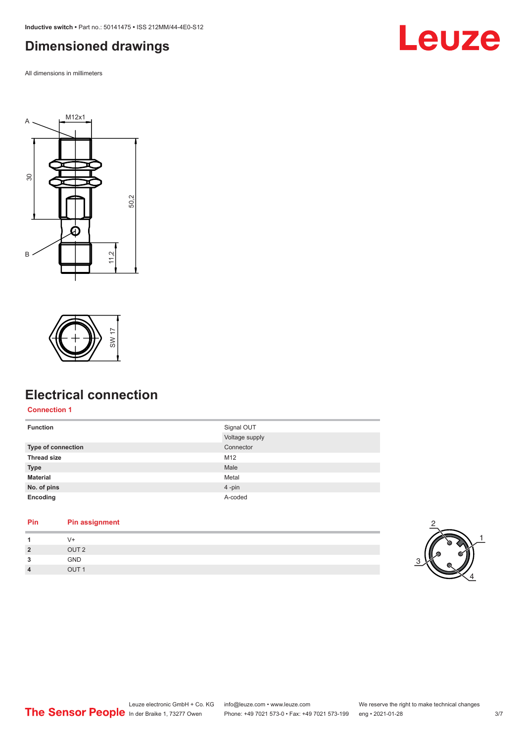# Dimensioned drawings

All dimensions in millimeters

# Electrical connection

**Connection 1**

| Function | Signal OUT |
|---|---|
| | Voltage supply |
| **Type of connection** | Connector |
| **Thread size** | M12 |
| **Type** | Male |
| **Material** | Metal |
| **No. of pins** | 4 -pin |
| **Encoding** | A-coded |

| Pin | Pin assignment |
|---|---|
| 1 | V+ |
| 2 | OUT 2 |
| 3 | GND |
| 4 | OUT 1 |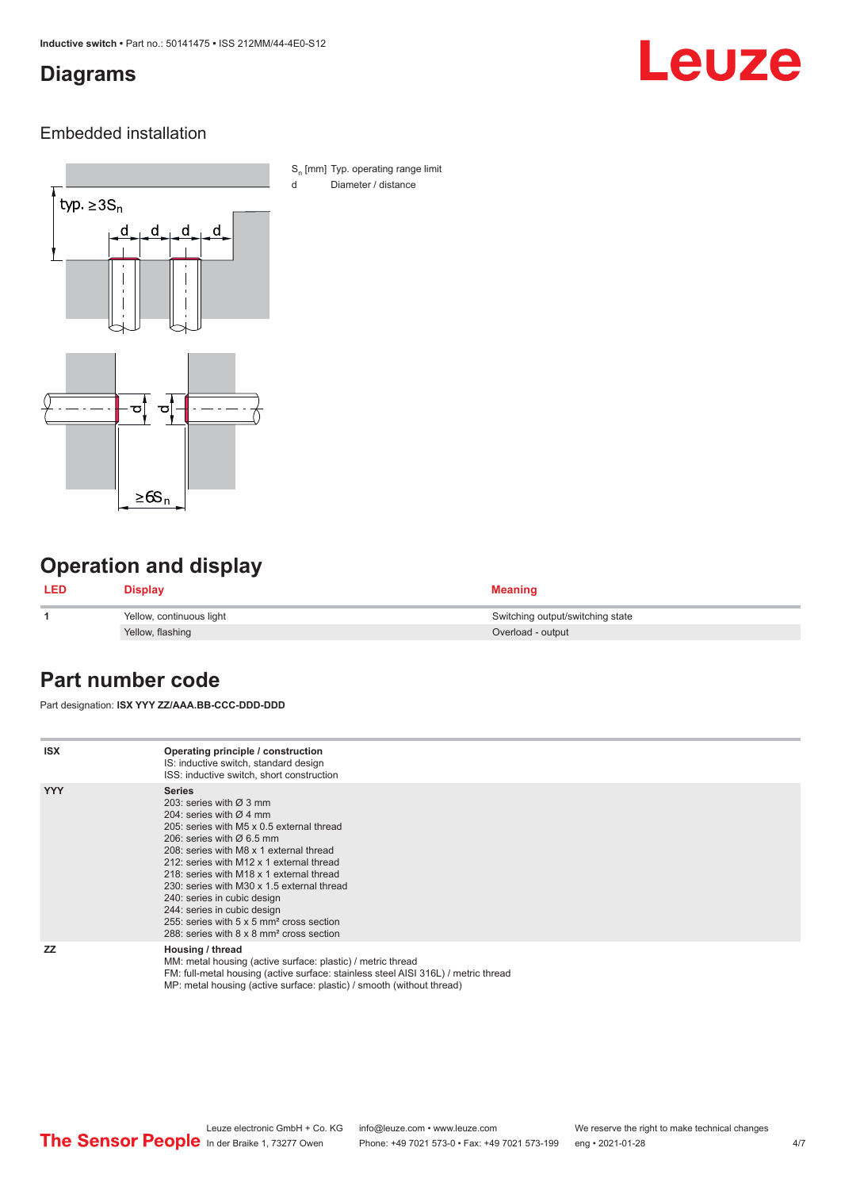## Diagrams

### Embedded installation

$S_n$ [mm] Typ. operating range limit

d Diameter / distance

## Operation and display

| LED | Display | Meaning |
|---|---|---|
| 1 | Yellow, continuous light | Switching output/switching state |
| | Yellow, flashing | Overload - output |

## Part number code

Part designation: **ISX YYY ZZ/AAA.BB-CCC-DDD-DDD**

| | |
|---|---|
| **ISX** | **Operating principle / construction**<br>IS: inductive switch, standard design<br>ISS: inductive switch, short construction |
| **YYY** | **Series**<br>203: series with Ø 3 mm<br>204: series with Ø 4 mm<br>205: series with M5 x 0.5 external thread<br>206: series with Ø 6.5 mm<br>208: series with M8 x 1 external thread<br>212: series with M12 x 1 external thread<br>218: series with M18 x 1 external thread<br>230: series with M30 x 1.5 external thread<br>240: series in cubic design<br>244: series in cubic design<br>255: series with 5 x 5 mm² cross section<br>288: series with 8 x 8 mm² cross section |
| **ZZ** | **Housing / thread**<br>MM: metal housing (active surface: plastic) / metric thread<br>FM: full-metal housing (active surface: stainless steel AISI 316L) / metric thread<br>MP: metal housing (active surface: plastic) / smooth (without thread) |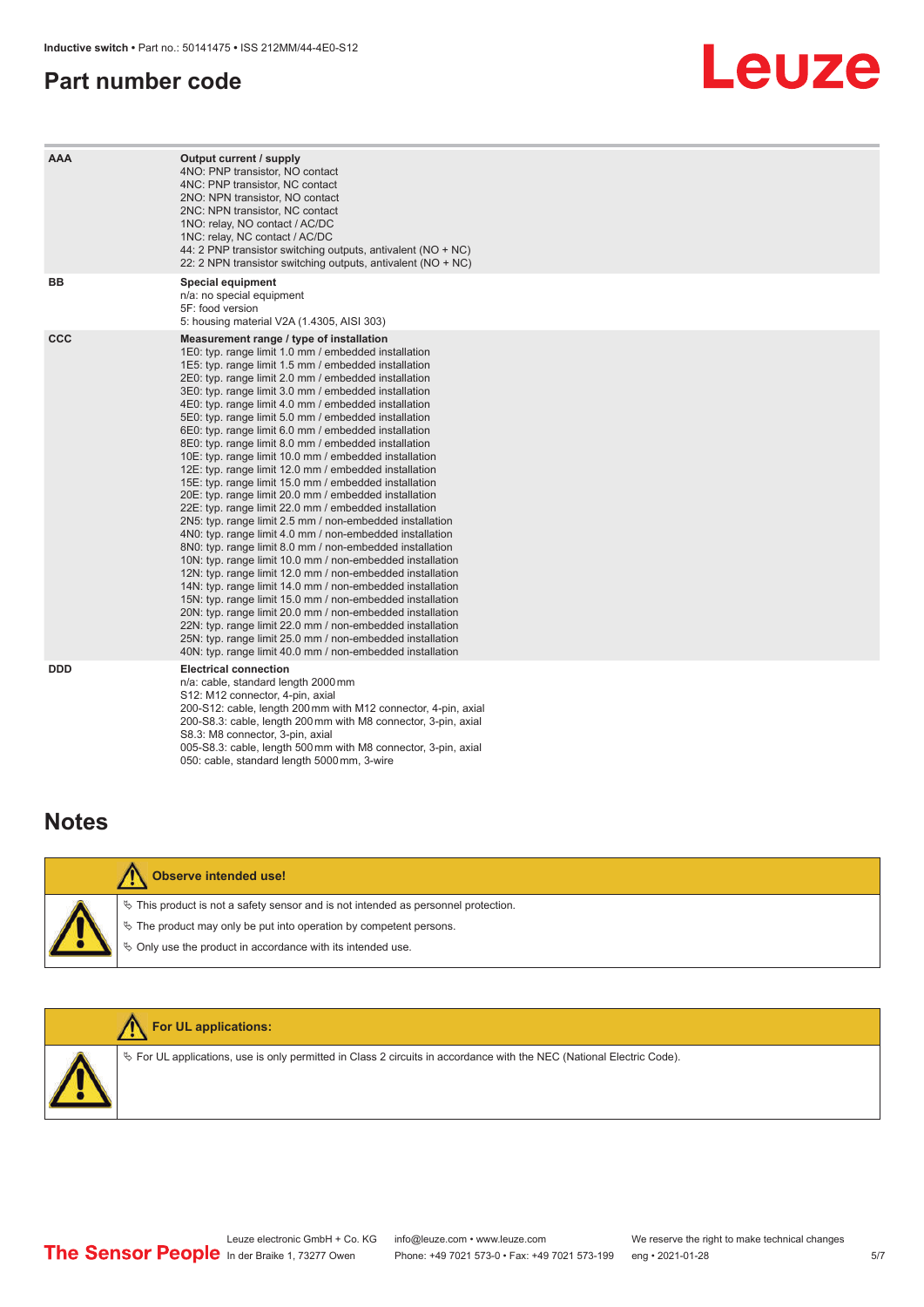## Part number code

| | |
|---|---|
| **AAA** | **Output current / supply**<br>4NO: PNP transistor, NO contact<br>4NC: PNP transistor, NC contact<br>2NO: NPN transistor, NO contact<br>2NC: NPN transistor, NC contact<br>1NO: relay, NO contact / AC/DC<br>1NC: relay, NC contact / AC/DC<br>44: 2 PNP transistor switching outputs, antivalent (NO + NC)<br>22: 2 NPN transistor switching outputs, antivalent (NO + NC) |
| **BB** | **Special equipment**<br>n/a: no special equipment<br>5F: food version<br>5: housing material V2A (1.4305, AISI 303) |
| **CCC** | **Measurement range / type of installation**<br>1E0: typ. range limit 1.0 mm / embedded installation<br>1E5: typ. range limit 1.5 mm / embedded installation<br>2E0: typ. range limit 2.0 mm / embedded installation<br>3E0: typ. range limit 3.0 mm / embedded installation<br>4E0: typ. range limit 4.0 mm / embedded installation<br>5E0: typ. range limit 5.0 mm / embedded installation<br>6E0: typ. range limit 6.0 mm / embedded installation<br>8E0: typ. range limit 8.0 mm / embedded installation<br>10E: typ. range limit 10.0 mm / embedded installation<br>12E: typ. range limit 12.0 mm / embedded installation<br>15E: typ. range limit 15.0 mm / embedded installation<br>20E: typ. range limit 20.0 mm / embedded installation<br>22E: typ. range limit 22.0 mm / embedded installation<br>2N5: typ. range limit 2.5 mm / non-embedded installation<br>4N0: typ. range limit 4.0 mm / non-embedded installation<br>8N0: typ. range limit 8.0 mm / non-embedded installation<br>10N: typ. range limit 10.0 mm / non-embedded installation<br>12N: typ. range limit 12.0 mm / non-embedded installation<br>14N: typ. range limit 14.0 mm / non-embedded installation<br>15N: typ. range limit 15.0 mm / non-embedded installation<br>20N: typ. range limit 20.0 mm / non-embedded installation<br>22N: typ. range limit 22.0 mm / non-embedded installation<br>25N: typ. range limit 25.0 mm / non-embedded installation<br>40N: typ. range limit 40.0 mm / non-embedded installation |
| **DDD** | **Electrical connection**<br>n/a: cable, standard length 2000 mm<br>S12: M12 connector, 4-pin, axial<br>200-S12: cable, length 200 mm with M12 connector, 4-pin, axial<br>200-S8.3: cable, length 200 mm with M8 connector, 3-pin, axial<br>S8.3: M8 connector, 3-pin, axial<br>005-S8.3: cable, length 500 mm with M8 connector, 3-pin, axial<br>050: cable, standard length 5000 mm, 3-wire |

## Notes

**Observe intended use!**

- This product is not a safety sensor and is not intended as personnel protection.
- The product may only be put into operation by competent persons.
- Only use the product in accordance with its intended use.

**For UL applications:**

- For UL applications, use is only permitted in Class 2 circuits in accordance with the NEC (National Electric Code).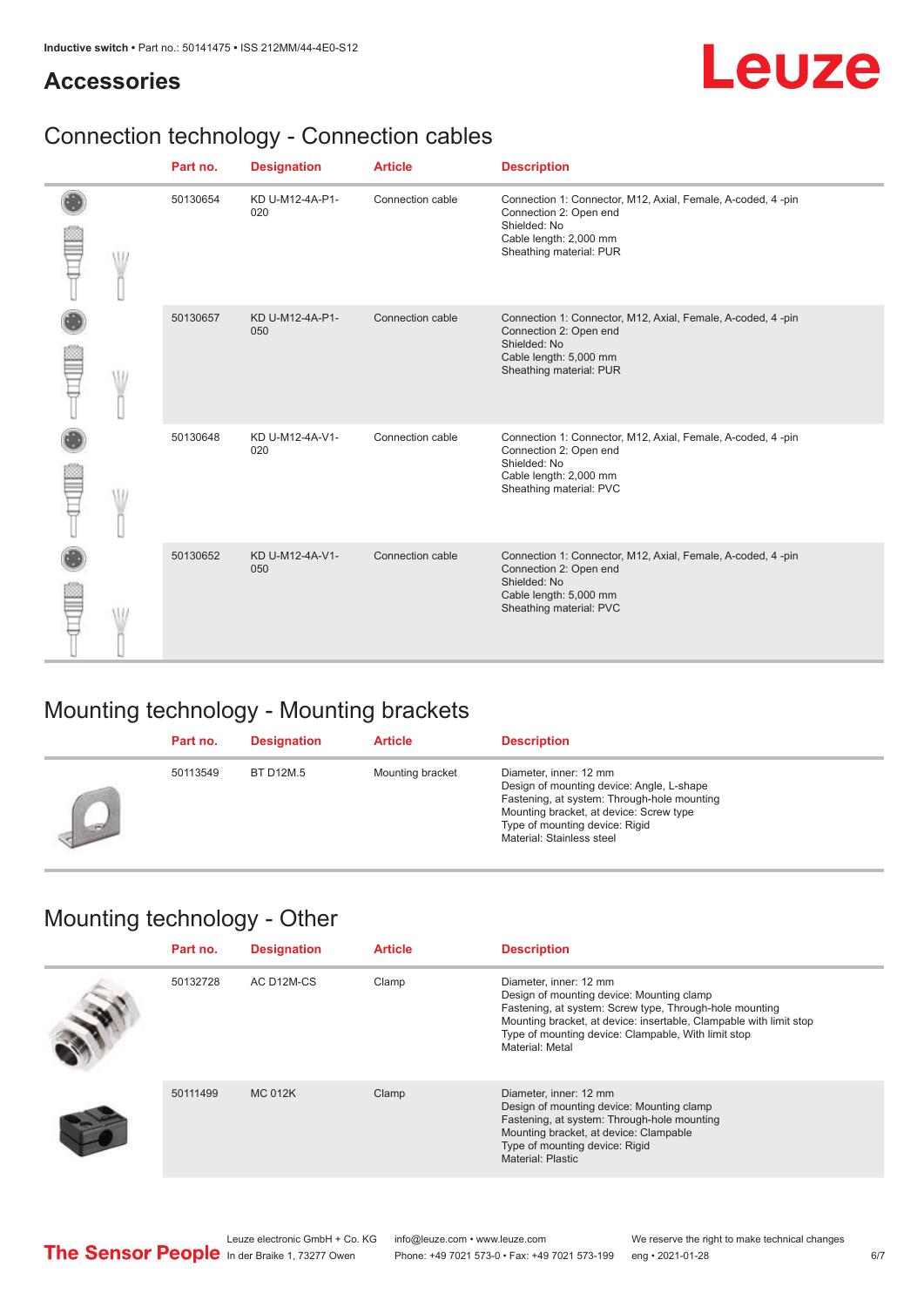## Accessories

### Connection technology - Connection cables

| Part no. | Designation | Article | Description |
|---|---|---|---|
| 50130654 | KD U-M12-4A-P1-020 | Connection cable | Connection 1: Connector, M12, Axial, Female, A-coded, 4 -pin<br>Connection 2: Open end<br>Shielded: No<br>Cable length: 2,000 mm<br>Sheathing material: PUR |
| 50130657 | KD U-M12-4A-P1-050 | Connection cable | Connection 1: Connector, M12, Axial, Female, A-coded, 4 -pin<br>Connection 2: Open end<br>Shielded: No<br>Cable length: 5,000 mm<br>Sheathing material: PUR |
| 50130648 | KD U-M12-4A-V1-020 | Connection cable | Connection 1: Connector, M12, Axial, Female, A-coded, 4 -pin<br>Connection 2: Open end<br>Shielded: No<br>Cable length: 2,000 mm<br>Sheathing material: PVC |
| 50130652 | KD U-M12-4A-V1-050 | Connection cable | Connection 1: Connector, M12, Axial, Female, A-coded, 4 -pin<br>Connection 2: Open end<br>Shielded: No<br>Cable length: 5,000 mm<br>Sheathing material: PVC |

### Mounting technology - Mounting brackets

| Part no. | Designation | Article | Description |
|---|---|---|---|
| 50113549 | BT D12M.5 | Mounting bracket | Diameter, inner: 12 mm<br>Design of mounting device: Angle, L-shape<br>Fastening, at system: Through-hole mounting<br>Mounting bracket, at device: Screw type<br>Type of mounting device: Rigid<br>Material: Stainless steel |

### Mounting technology - Other

| Part no. | Designation | Article | Description |
|---|---|---|---|
| 50132728 | AC D12M-CS | Clamp | Diameter, inner: 12 mm<br>Design of mounting device: Mounting clamp<br>Fastening, at system: Screw type, Through-hole mounting<br>Mounting bracket, at device: insertable, Clampable with limit stop<br>Type of mounting device: Clampable, With limit stop<br>Material: Metal |
| 50111499 | MC 012K | Clamp | Diameter, inner: 12 mm<br>Design of mounting device: Mounting clamp<br>Fastening, at system: Through-hole mounting<br>Mounting bracket, at device: Clampable<br>Type of mounting device: Rigid<br>Material: Plastic |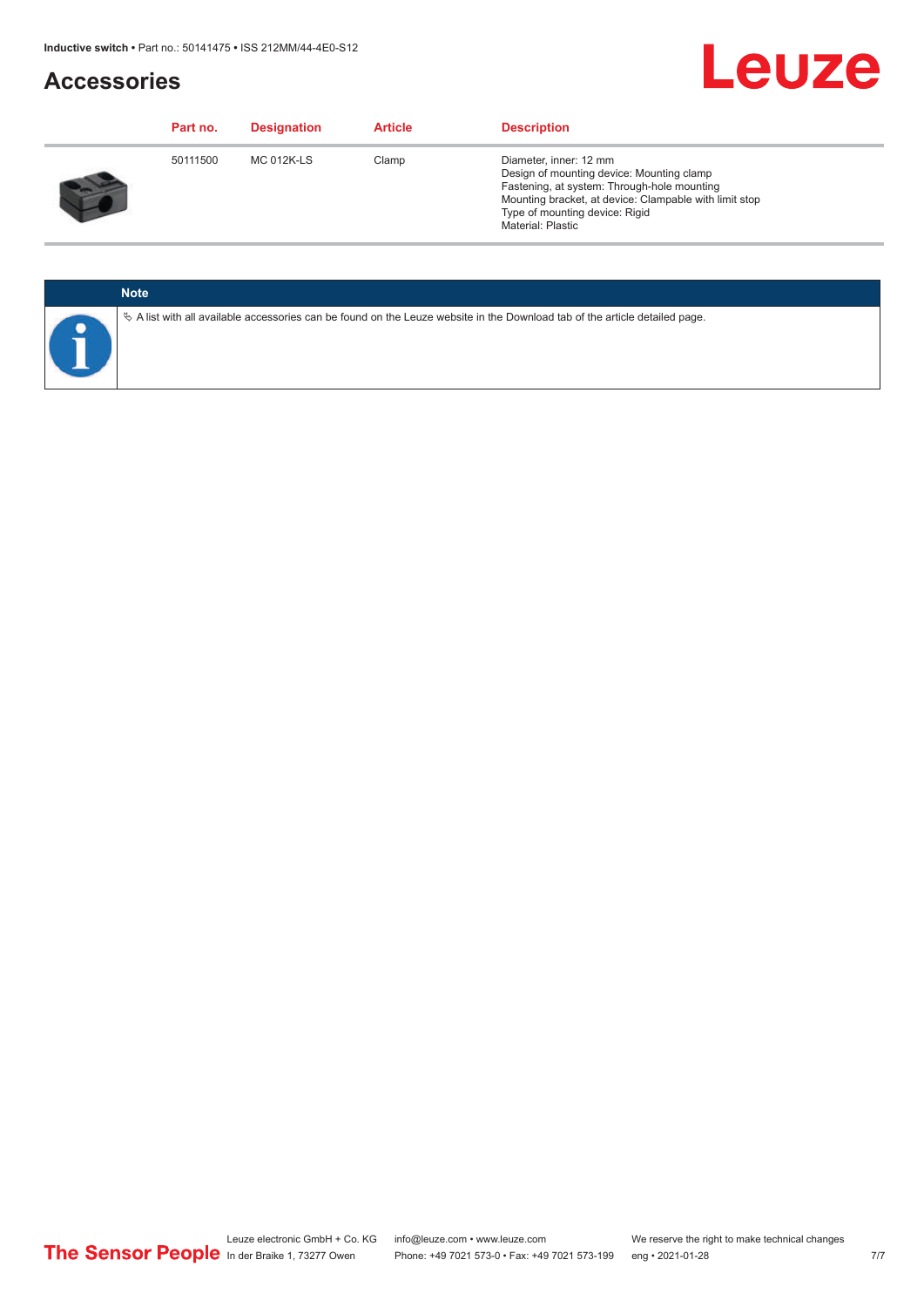## Accessories

| | Part no. | Designation | Article | Description |
|---|---|---|---|---|
| | 50111500 | MC 012K-LS | Clamp | Diameter, inner: 12 mm<br>Design of mounting device: Mounting clamp<br>Fastening, at system: Through-hole mounting<br>Mounting bracket, at device: Clampable with limit stop<br>Type of mounting device: Rigid<br>Material: Plastic |

**Note**

↳ A list with all available accessories can be found on the Leuze website in the Download tab of the article detailed page.